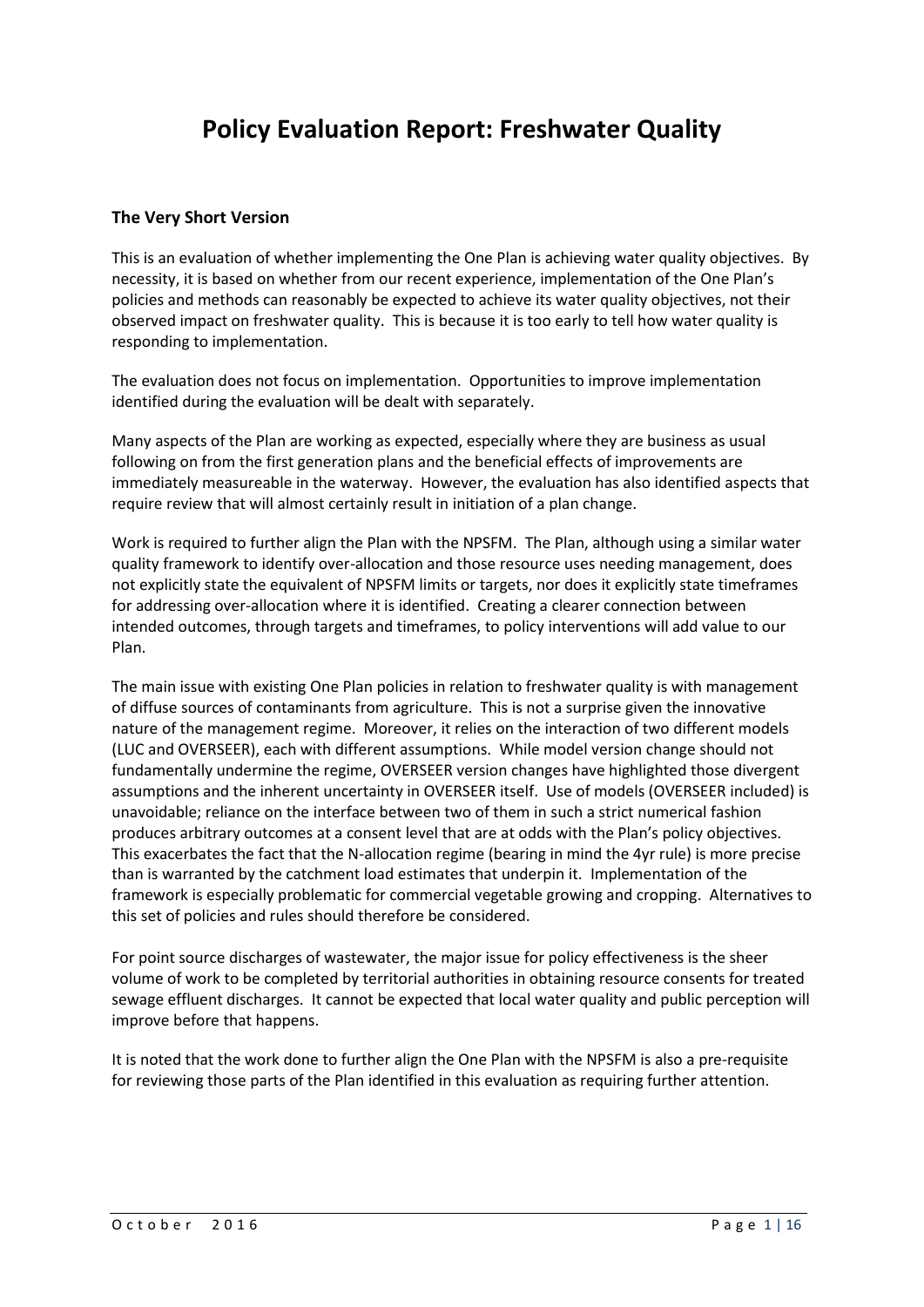# Policy Evaluation Report: Freshwater Quality

### The Very Short Version

This is an evaluation of whether implementing the One Plan is achieving water quality objectives. By necessity, it is based on whether from our recent experience, implementation of the One Plan's policies and methods can reasonably be expected to achieve its water quality objectives, not their observed impact on freshwater quality. This is because it is too early to tell how water quality is responding to implementation.

The evaluation does not focus on implementation. Opportunities to improve implementation identified during the evaluation will be dealt with separately.

Many aspects of the Plan are working as expected, especially where they are business as usual following on from the first generation plans and the beneficial effects of improvements are immediately measureable in the waterway. However, the evaluation has also identified aspects that require review that will almost certainly result in initiation of a plan change.

Work is required to further align the Plan with the NPSFM. The Plan, although using a similar water quality framework to identify over-allocation and those resource uses needing management, does not explicitly state the equivalent of NPSFM limits or targets, nor does it explicitly state timeframes for addressing over-allocation where it is identified. Creating a clearer connection between intended outcomes, through targets and timeframes, to policy interventions will add value to our Plan.

The main issue with existing One Plan policies in relation to freshwater quality is with management of diffuse sources of contaminants from agriculture. This is not a surprise given the innovative nature of the management regime. Moreover, it relies on the interaction of two different models (LUC and OVERSEER), each with different assumptions. While model version change should not fundamentally undermine the regime, OVERSEER version changes have highlighted those divergent assumptions and the inherent uncertainty in OVERSEER itself. Use of models (OVERSEER included) is unavoidable; reliance on the interface between two of them in such a strict numerical fashion produces arbitrary outcomes at a consent level that are at odds with the Plan's policy objectives. This exacerbates the fact that the N-allocation regime (bearing in mind the 4yr rule) is more precise than is warranted by the catchment load estimates that underpin it. Implementation of the framework is especially problematic for commercial vegetable growing and cropping. Alternatives to this set of policies and rules should therefore be considered.

For point source discharges of wastewater, the major issue for policy effectiveness is the sheer volume of work to be completed by territorial authorities in obtaining resource consents for treated sewage effluent discharges. It cannot be expected that local water quality and public perception will improve before that happens.

It is noted that the work done to further align the One Plan with the NPSFM is also a pre-requisite for reviewing those parts of the Plan identified in this evaluation as requiring further attention.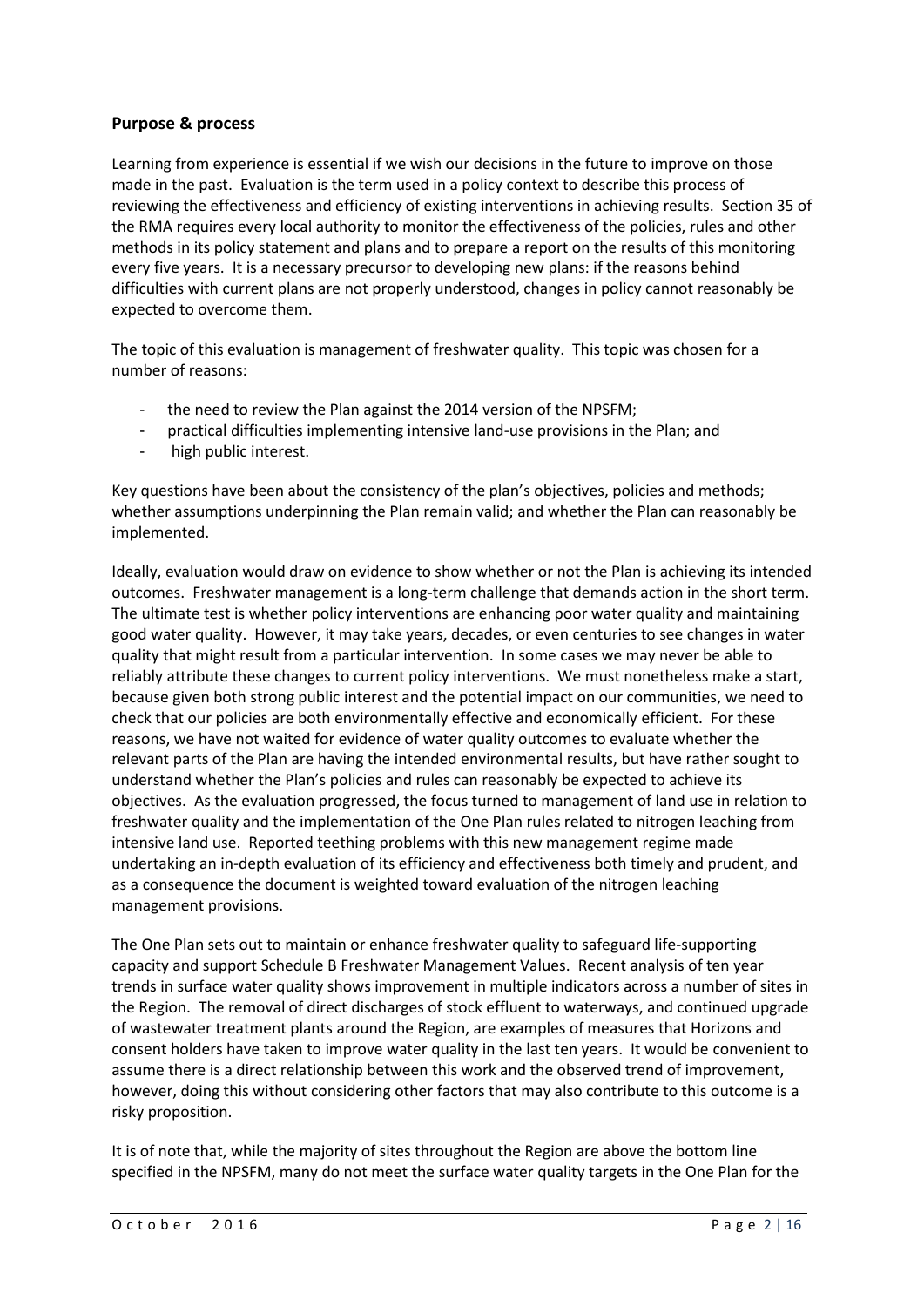## Purpose & process

Learning from experience is essential if we wish our decisions in the future to improve on those made in the past. Evaluation is the term used in a policy context to describe this process of reviewing the effectiveness and efficiency of existing interventions in achieving results. Section 35 of the RMA requires every local authority to monitor the effectiveness of the policies, rules and other methods in its policy statement and plans and to prepare a report on the results of this monitoring every five years. It is a necessary precursor to developing new plans: if the reasons behind difficulties with current plans are not properly understood, changes in policy cannot reasonably be expected to overcome them.

The topic of this evaluation is management of freshwater quality. This topic was chosen for a number of reasons:

- the need to review the Plan against the 2014 version of the NPSFM;
- practical difficulties implementing intensive land-use provisions in the Plan; and
- high public interest.

Key questions have been about the consistency of the plan's objectives, policies and methods; whether assumptions underpinning the Plan remain valid; and whether the Plan can reasonably be implemented.

Ideally, evaluation would draw on evidence to show whether or not the Plan is achieving its intended outcomes. Freshwater management is a long-term challenge that demands action in the short term. The ultimate test is whether policy interventions are enhancing poor water quality and maintaining good water quality. However, it may take years, decades, or even centuries to see changes in water quality that might result from a particular intervention. In some cases we may never be able to reliably attribute these changes to current policy interventions. We must nonetheless make a start, because given both strong public interest and the potential impact on our communities, we need to check that our policies are both environmentally effective and economically efficient. For these reasons, we have not waited for evidence of water quality outcomes to evaluate whether the relevant parts of the Plan are having the intended environmental results, but have rather sought to understand whether the Plan's policies and rules can reasonably be expected to achieve its objectives. As the evaluation progressed, the focus turned to management of land use in relation to freshwater quality and the implementation of the One Plan rules related to nitrogen leaching from intensive land use. Reported teething problems with this new management regime made undertaking an in-depth evaluation of its efficiency and effectiveness both timely and prudent, and as a consequence the document is weighted toward evaluation of the nitrogen leaching management provisions.

The One Plan sets out to maintain or enhance freshwater quality to safeguard life-supporting capacity and support Schedule B Freshwater Management Values. Recent analysis of ten year trends in surface water quality shows improvement in multiple indicators across a number of sites in the Region. The removal of direct discharges of stock effluent to waterways, and continued upgrade of wastewater treatment plants around the Region, are examples of measures that Horizons and consent holders have taken to improve water quality in the last ten years. It would be convenient to assume there is a direct relationship between this work and the observed trend of improvement, however, doing this without considering other factors that may also contribute to this outcome is a risky proposition.

It is of note that, while the majority of sites throughout the Region are above the bottom line specified in the NPSFM, many do not meet the surface water quality targets in the One Plan for the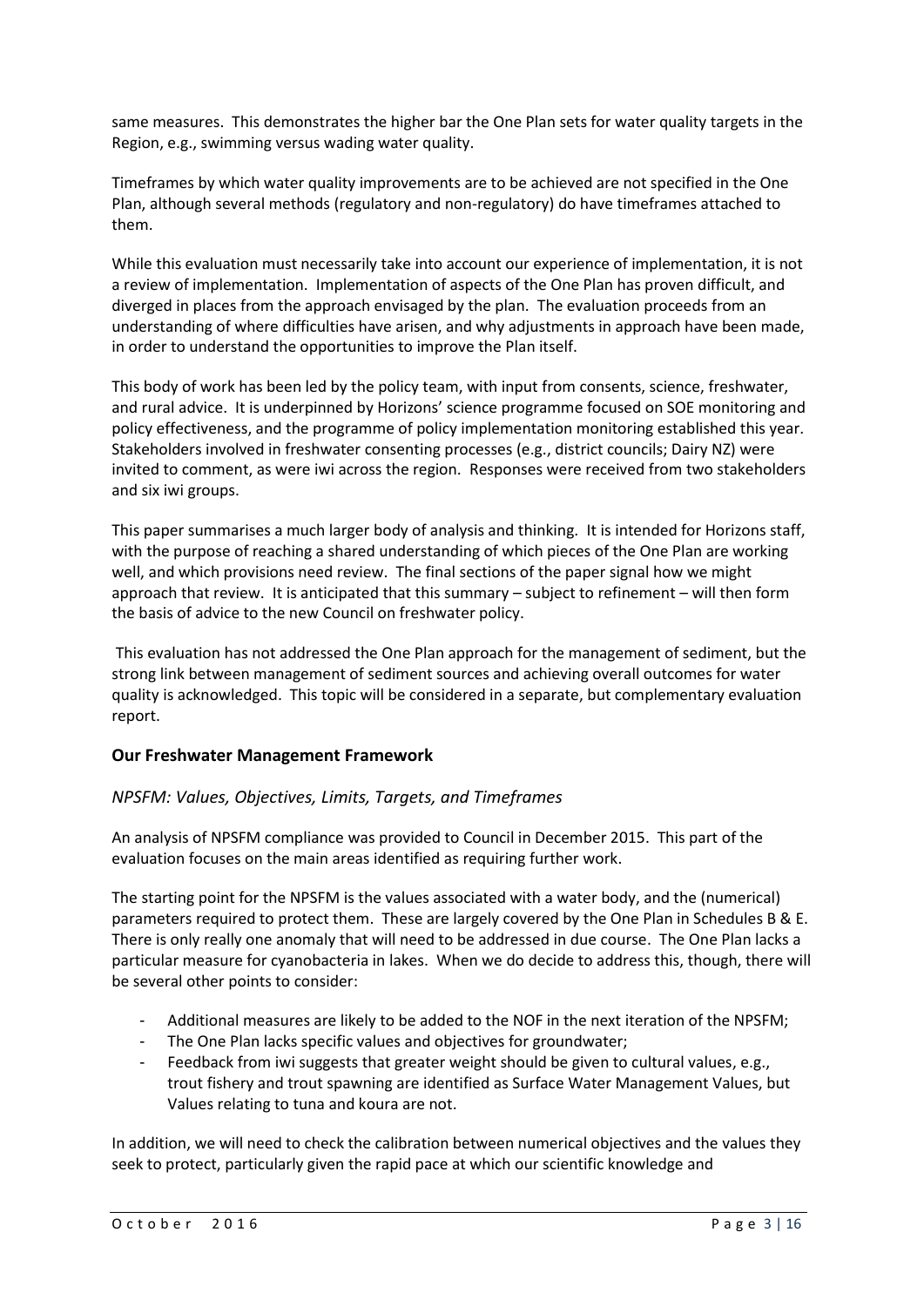same measures. This demonstrates the higher bar the One Plan sets for water quality targets in the Region, e.g., swimming versus wading water quality.

Timeframes by which water quality improvements are to be achieved are not specified in the One Plan, although several methods (regulatory and non-regulatory) do have timeframes attached to them.

While this evaluation must necessarily take into account our experience of implementation, it is not a review of implementation. Implementation of aspects of the One Plan has proven difficult, and diverged in places from the approach envisaged by the plan. The evaluation proceeds from an understanding of where difficulties have arisen, and why adjustments in approach have been made, in order to understand the opportunities to improve the Plan itself.

This body of work has been led by the policy team, with input from consents, science, freshwater, and rural advice. It is underpinned by Horizons' science programme focused on SOE monitoring and policy effectiveness, and the programme of policy implementation monitoring established this year. Stakeholders involved in freshwater consenting processes (e.g., district councils; Dairy NZ) were invited to comment, as were iwi across the region. Responses were received from two stakeholders and six iwi groups.

This paper summarises a much larger body of analysis and thinking. It is intended for Horizons staff, with the purpose of reaching a shared understanding of which pieces of the One Plan are working well, and which provisions need review. The final sections of the paper signal how we might approach that review. It is anticipated that this summary – subject to refinement – will then form the basis of advice to the new Council on freshwater policy.

This evaluation has not addressed the One Plan approach for the management of sediment, but the strong link between management of sediment sources and achieving overall outcomes for water quality is acknowledged. This topic will be considered in a separate, but complementary evaluation report.

## Our Freshwater Management Framework

### *NPSFM: Values, Objectives, Limits, Targets, and Timeframes*

An analysis of NPSFM compliance was provided to Council in December 2015. This part of the evaluation focuses on the main areas identified as requiring further work.

The starting point for the NPSFM is the values associated with a water body, and the (numerical) parameters required to protect them. These are largely covered by the One Plan in Schedules B & E. There is only really one anomaly that will need to be addressed in due course. The One Plan lacks a particular measure for cyanobacteria in lakes. When we do decide to address this, though, there will be several other points to consider:

- Additional measures are likely to be added to the NOF in the next iteration of the NPSFM;
- The One Plan lacks specific values and objectives for groundwater;
- Feedback from iwi suggests that greater weight should be given to cultural values, e.g., trout fishery and trout spawning are identified as Surface Water Management Values, but Values relating to tuna and koura are not.

In addition, we will need to check the calibration between numerical objectives and the values they seek to protect, particularly given the rapid pace at which our scientific knowledge and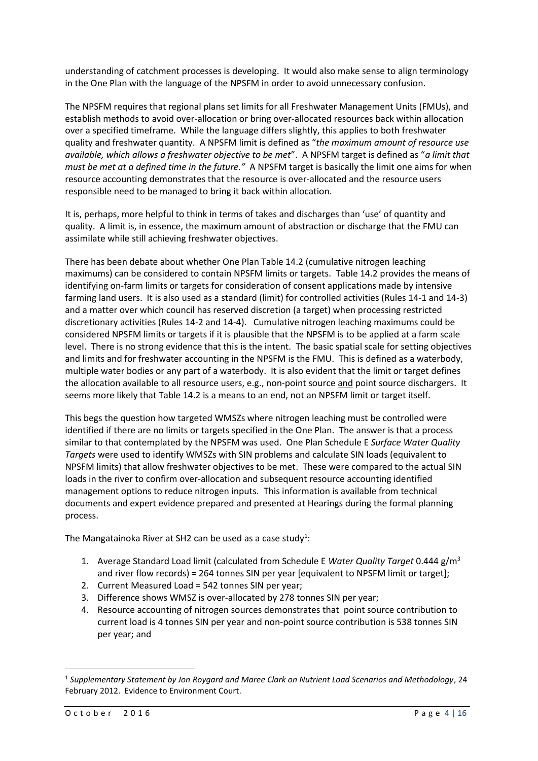understanding of catchment processes is developing. It would also make sense to align terminology in the One Plan with the language of the NPSFM in order to avoid unnecessary confusion.

The NPSFM requires that regional plans set limits for all Freshwater Management Units (FMUs), and establish methods to avoid over-allocation or bring over-allocated resources back within allocation over a specified timeframe. While the language differs slightly, this applies to both freshwater quality and freshwater quantity. A NPSFM limit is defined as "*the maximum amount of resource use available, which allows a freshwater objective to be met*". A NPSFM target is defined as "*a limit that must be met at a defined time in the future.*" A NPSFM target is basically the limit one aims for when resource accounting demonstrates that the resource is over-allocated and the resource users responsible need to be managed to bring it back within allocation.

It is, perhaps, more helpful to think in terms of takes and discharges than 'use' of quantity and quality. A limit is, in essence, the maximum amount of abstraction or discharge that the FMU can assimilate while still achieving freshwater objectives.

There has been debate about whether One Plan Table 14.2 (cumulative nitrogen leaching maximums) can be considered to contain NPSFM limits or targets. Table 14.2 provides the means of identifying on-farm limits or targets for consideration of consent applications made by intensive farming land users. It is also used as a standard (limit) for controlled activities (Rules 14-1 and 14-3) and a matter over which council has reserved discretion (a target) when processing restricted discretionary activities (Rules 14-2 and 14-4). Cumulative nitrogen leaching maximums could be considered NPSFM limits or targets if it is plausible that the NPSFM is to be applied at a farm scale level. There is no strong evidence that this is the intent. The basic spatial scale for setting objectives and limits and for freshwater accounting in the NPSFM is the FMU. This is defined as a waterbody, multiple water bodies or any part of a waterbody. It is also evident that the limit or target defines the allocation available to all resource users, e.g., non-point source <u>and</u> point source dischargers. It seems more likely that Table 14.2 is a means to an end, not an NPSFM limit or target itself.

This begs the question how targeted WMSZs where nitrogen leaching must be controlled were identified if there are no limits or targets specified in the One Plan. The answer is that a process similar to that contemplated by the NPSFM was used. One Plan Schedule E *Surface Water Quality Targets* were used to identify WMSZs with SIN problems and calculate SIN loads (equivalent to NPSFM limits) that allow freshwater objectives to be met. These were compared to the actual SIN loads in the river to confirm over-allocation and subsequent resource accounting identified management options to reduce nitrogen inputs. This information is available from technical documents and expert evidence prepared and presented at Hearings during the formal planning process.

The Mangatainoka River at SH2 can be used as a case study[1]:

1. Average Standard Load limit (calculated from Schedule E *Water Quality Target* 0.444 g/m$^3$ and river flow records) = 264 tonnes SIN per year [equivalent to NPSFM limit or target];
2. Current Measured Load = 542 tonnes SIN per year;
3. Difference shows WMSZ is over-allocated by 278 tonnes SIN per year;
4. Resource accounting of nitrogen sources demonstrates that point source contribution to current load is 4 tonnes SIN per year and non-point source contribution is 538 tonnes SIN per year; and

[1] *Supplementary Statement by Jon Roygard and Maree Clark on Nutrient Load Scenarios and Methodology*, 24 February 2012. Evidence to Environment Court.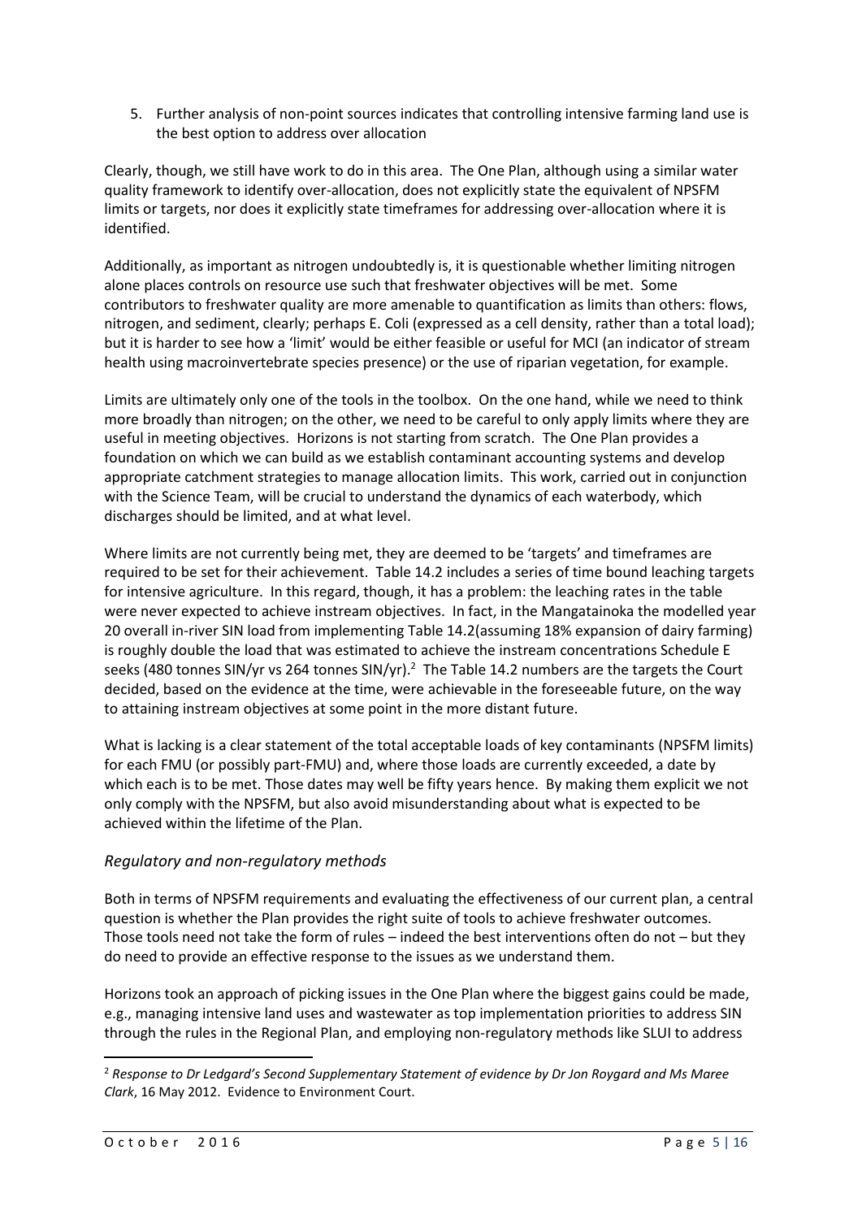5. Further analysis of non-point sources indicates that controlling intensive farming land use is the best option to address over allocation

Clearly, though, we still have work to do in this area. The One Plan, although using a similar water quality framework to identify over-allocation, does not explicitly state the equivalent of NPSFM limits or targets, nor does it explicitly state timeframes for addressing over-allocation where it is identified.

Additionally, as important as nitrogen undoubtedly is, it is questionable whether limiting nitrogen alone places controls on resource use such that freshwater objectives will be met. Some contributors to freshwater quality are more amenable to quantification as limits than others: flows, nitrogen, and sediment, clearly; perhaps E. Coli (expressed as a cell density, rather than a total load); but it is harder to see how a 'limit' would be either feasible or useful for MCI (an indicator of stream health using macroinvertebrate species presence) or the use of riparian vegetation, for example.

Limits are ultimately only one of the tools in the toolbox. On the one hand, while we need to think more broadly than nitrogen; on the other, we need to be careful to only apply limits where they are useful in meeting objectives. Horizons is not starting from scratch. The One Plan provides a foundation on which we can build as we establish contaminant accounting systems and develop appropriate catchment strategies to manage allocation limits. This work, carried out in conjunction with the Science Team, will be crucial to understand the dynamics of each waterbody, which discharges should be limited, and at what level.

Where limits are not currently being met, they are deemed to be 'targets' and timeframes are required to be set for their achievement. Table 14.2 includes a series of time bound leaching targets for intensive agriculture. In this regard, though, it has a problem: the leaching rates in the table were never expected to achieve instream objectives. In fact, in the Mangatainoka the modelled year 20 overall in-river SIN load from implementing Table 14.2(assuming 18% expansion of dairy farming) is roughly double the load that was estimated to achieve the instream concentrations Schedule E seeks (480 tonnes SIN/yr vs 264 tonnes SIN/yr).[2] The Table 14.2 numbers are the targets the Court decided, based on the evidence at the time, were achievable in the foreseeable future, on the way to attaining instream objectives at some point in the more distant future.

What is lacking is a clear statement of the total acceptable loads of key contaminants (NPSFM limits) for each FMU (or possibly part-FMU) and, where those loads are currently exceeded, a date by which each is to be met. Those dates may well be fifty years hence. By making them explicit we not only comply with the NPSFM, but also avoid misunderstanding about what is expected to be achieved within the lifetime of the Plan.

### *Regulatory and non-regulatory methods*

Both in terms of NPSFM requirements and evaluating the effectiveness of our current plan, a central question is whether the Plan provides the right suite of tools to achieve freshwater outcomes. Those tools need not take the form of rules – indeed the best interventions often do not – but they do need to provide an effective response to the issues as we understand them.

Horizons took an approach of picking issues in the One Plan where the biggest gains could be made, e.g., managing intensive land uses and wastewater as top implementation priorities to address SIN through the rules in the Regional Plan, and employing non-regulatory methods like SLUI to address

---

[2] *Response to Dr Ledgard's Second Supplementary Statement of evidence by Dr Jon Roygard and Ms Maree Clark*, 16 May 2012. Evidence to Environment Court.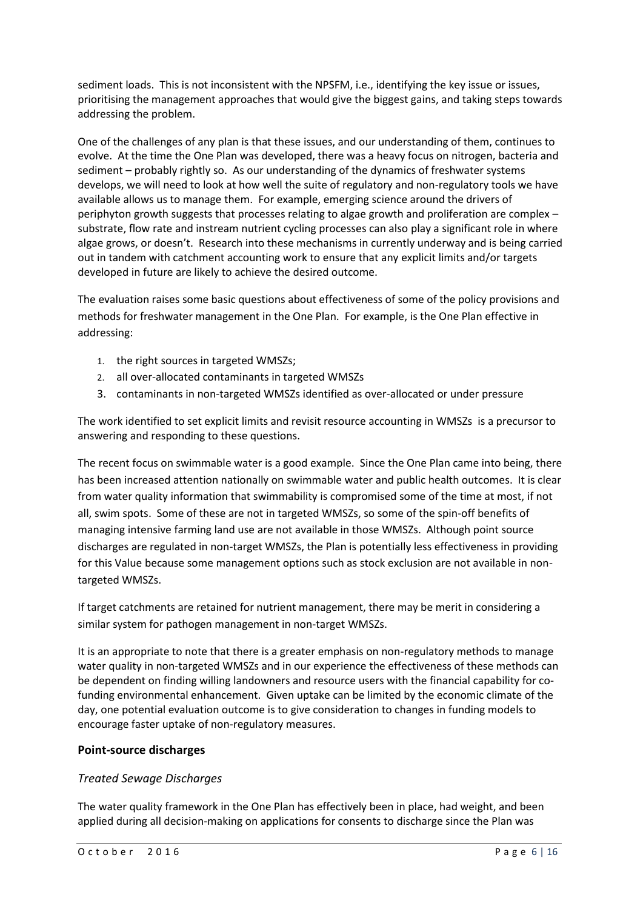sediment loads. This is not inconsistent with the NPSFM, i.e., identifying the key issue or issues, prioritising the management approaches that would give the biggest gains, and taking steps towards addressing the problem.

One of the challenges of any plan is that these issues, and our understanding of them, continues to evolve. At the time the One Plan was developed, there was a heavy focus on nitrogen, bacteria and sediment – probably rightly so. As our understanding of the dynamics of freshwater systems develops, we will need to look at how well the suite of regulatory and non-regulatory tools we have available allows us to manage them. For example, emerging science around the drivers of periphyton growth suggests that processes relating to algae growth and proliferation are complex – substrate, flow rate and instream nutrient cycling processes can also play a significant role in where algae grows, or doesn't. Research into these mechanisms in currently underway and is being carried out in tandem with catchment accounting work to ensure that any explicit limits and/or targets developed in future are likely to achieve the desired outcome.

The evaluation raises some basic questions about effectiveness of some of the policy provisions and methods for freshwater management in the One Plan. For example, is the One Plan effective in addressing:

1. the right sources in targeted WMSZs;
2. all over-allocated contaminants in targeted WMSZs
3. contaminants in non-targeted WMSZs identified as over-allocated or under pressure

The work identified to set explicit limits and revisit resource accounting in WMSZs is a precursor to answering and responding to these questions.

The recent focus on swimmable water is a good example. Since the One Plan came into being, there has been increased attention nationally on swimmable water and public health outcomes. It is clear from water quality information that swimmability is compromised some of the time at most, if not all, swim spots. Some of these are not in targeted WMSZs, so some of the spin-off benefits of managing intensive farming land use are not available in those WMSZs. Although point source discharges are regulated in non-target WMSZs, the Plan is potentially less effectiveness in providing for this Value because some management options such as stock exclusion are not available in non-targeted WMSZs.

If target catchments are retained for nutrient management, there may be merit in considering a similar system for pathogen management in non-target WMSZs.

It is an appropriate to note that there is a greater emphasis on non-regulatory methods to manage water quality in non-targeted WMSZs and in our experience the effectiveness of these methods can be dependent on finding willing landowners and resource users with the financial capability for co-funding environmental enhancement. Given uptake can be limited by the economic climate of the day, one potential evaluation outcome is to give consideration to changes in funding models to encourage faster uptake of non-regulatory measures.

## Point-source discharges

### *Treated Sewage Discharges*

The water quality framework in the One Plan has effectively been in place, had weight, and been applied during all decision-making on applications for consents to discharge since the Plan was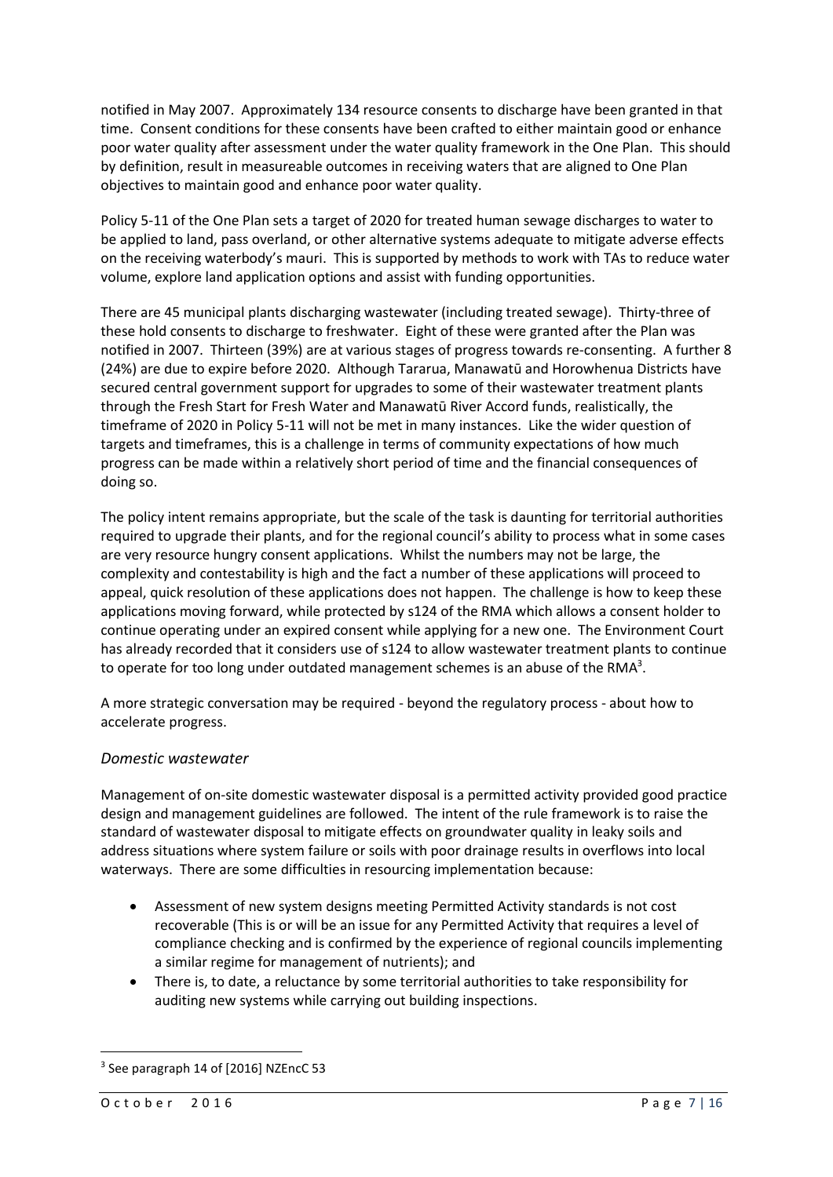notified in May 2007. Approximately 134 resource consents to discharge have been granted in that time. Consent conditions for these consents have been crafted to either maintain good or enhance poor water quality after assessment under the water quality framework in the One Plan. This should by definition, result in measureable outcomes in receiving waters that are aligned to One Plan objectives to maintain good and enhance poor water quality.

Policy 5-11 of the One Plan sets a target of 2020 for treated human sewage discharges to water to be applied to land, pass overland, or other alternative systems adequate to mitigate adverse effects on the receiving waterbody's mauri. This is supported by methods to work with TAs to reduce water volume, explore land application options and assist with funding opportunities.

There are 45 municipal plants discharging wastewater (including treated sewage). Thirty-three of these hold consents to discharge to freshwater. Eight of these were granted after the Plan was notified in 2007. Thirteen (39%) are at various stages of progress towards re-consenting. A further 8 (24%) are due to expire before 2020. Although Tararua, Manawatū and Horowhenua Districts have secured central government support for upgrades to some of their wastewater treatment plants through the Fresh Start for Fresh Water and Manawatū River Accord funds, realistically, the timeframe of 2020 in Policy 5-11 will not be met in many instances. Like the wider question of targets and timeframes, this is a challenge in terms of community expectations of how much progress can be made within a relatively short period of time and the financial consequences of doing so.

The policy intent remains appropriate, but the scale of the task is daunting for territorial authorities required to upgrade their plants, and for the regional council's ability to process what in some cases are very resource hungry consent applications. Whilst the numbers may not be large, the complexity and contestability is high and the fact a number of these applications will proceed to appeal, quick resolution of these applications does not happen. The challenge is how to keep these applications moving forward, while protected by s124 of the RMA which allows a consent holder to continue operating under an expired consent while applying for a new one. The Environment Court has already recorded that it considers use of s124 to allow wastewater treatment plants to continue to operate for too long under outdated management schemes is an abuse of the RMA[3].

A more strategic conversation may be required - beyond the regulatory process - about how to accelerate progress.

### *Domestic wastewater*

Management of on-site domestic wastewater disposal is a permitted activity provided good practice design and management guidelines are followed. The intent of the rule framework is to raise the standard of wastewater disposal to mitigate effects on groundwater quality in leaky soils and address situations where system failure or soils with poor drainage results in overflows into local waterways. There are some difficulties in resourcing implementation because:

- Assessment of new system designs meeting Permitted Activity standards is not cost recoverable (This is or will be an issue for any Permitted Activity that requires a level of compliance checking and is confirmed by the experience of regional councils implementing a similar regime for management of nutrients); and
- There is, to date, a reluctance by some territorial authorities to take responsibility for auditing new systems while carrying out building inspections.

[3] See paragraph 14 of [2016] NZEncC 53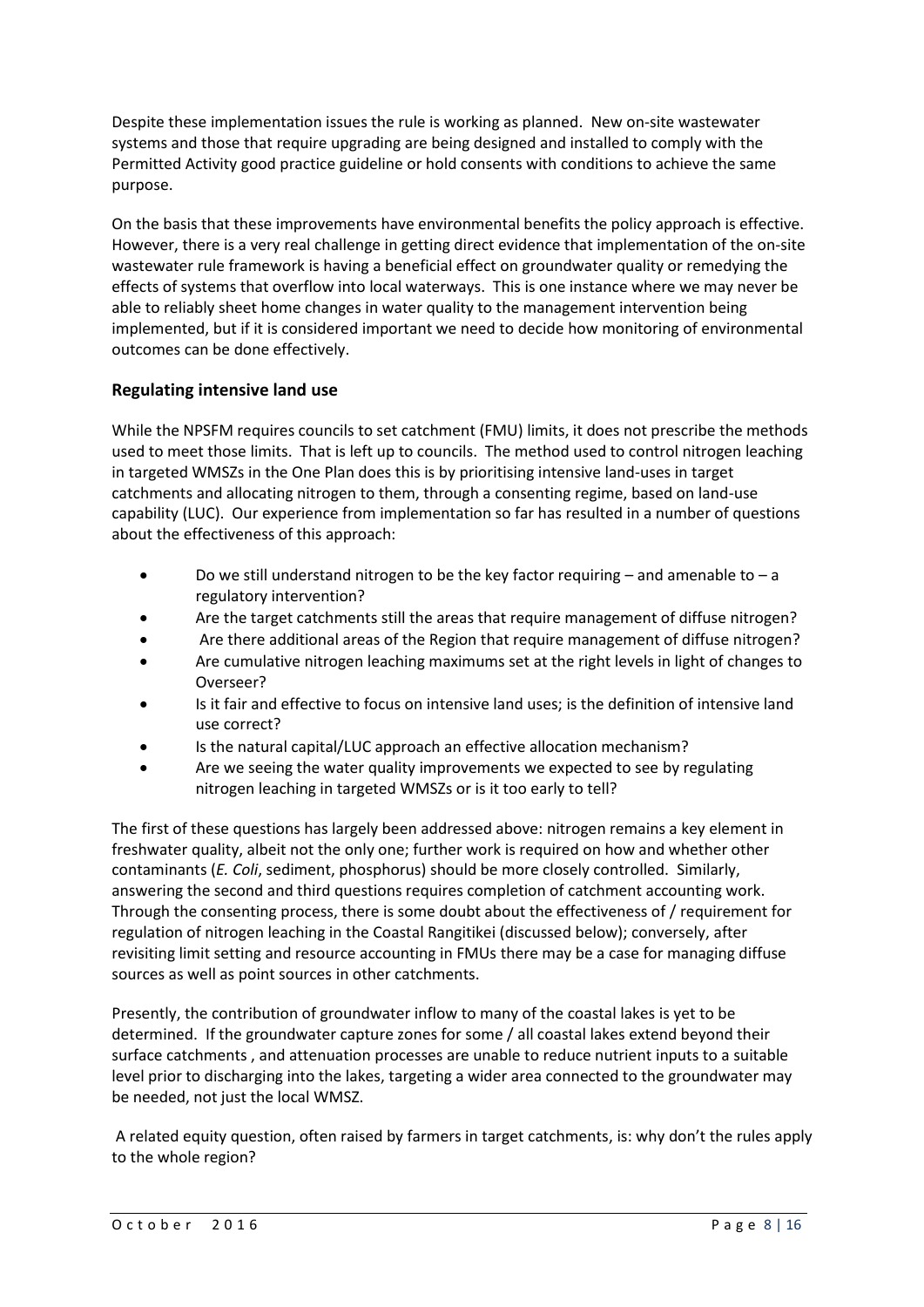Despite these implementation issues the rule is working as planned. New on-site wastewater systems and those that require upgrading are being designed and installed to comply with the Permitted Activity good practice guideline or hold consents with conditions to achieve the same purpose.

On the basis that these improvements have environmental benefits the policy approach is effective. However, there is a very real challenge in getting direct evidence that implementation of the on-site wastewater rule framework is having a beneficial effect on groundwater quality or remedying the effects of systems that overflow into local waterways. This is one instance where we may never be able to reliably sheet home changes in water quality to the management intervention being implemented, but if it is considered important we need to decide how monitoring of environmental outcomes can be done effectively.

### Regulating intensive land use

While the NPSFM requires councils to set catchment (FMU) limits, it does not prescribe the methods used to meet those limits. That is left up to councils. The method used to control nitrogen leaching in targeted WMSZs in the One Plan does this is by prioritising intensive land-uses in target catchments and allocating nitrogen to them, through a consenting regime, based on land-use capability (LUC). Our experience from implementation so far has resulted in a number of questions about the effectiveness of this approach:

- Do we still understand nitrogen to be the key factor requiring – and amenable to – a regulatory intervention?
- Are the target catchments still the areas that require management of diffuse nitrogen?
- Are there additional areas of the Region that require management of diffuse nitrogen?
- Are cumulative nitrogen leaching maximums set at the right levels in light of changes to Overseer?
- Is it fair and effective to focus on intensive land uses; is the definition of intensive land use correct?
- Is the natural capital/LUC approach an effective allocation mechanism?
- Are we seeing the water quality improvements we expected to see by regulating nitrogen leaching in targeted WMSZs or is it too early to tell?

The first of these questions has largely been addressed above: nitrogen remains a key element in freshwater quality, albeit not the only one; further work is required on how and whether other contaminants (*E. Coli*, sediment, phosphorus) should be more closely controlled. Similarly, answering the second and third questions requires completion of catchment accounting work. Through the consenting process, there is some doubt about the effectiveness of / requirement for regulation of nitrogen leaching in the Coastal Rangitikei (discussed below); conversely, after revisiting limit setting and resource accounting in FMUs there may be a case for managing diffuse sources as well as point sources in other catchments.

Presently, the contribution of groundwater inflow to many of the coastal lakes is yet to be determined. If the groundwater capture zones for some / all coastal lakes extend beyond their surface catchments , and attenuation processes are unable to reduce nutrient inputs to a suitable level prior to discharging into the lakes, targeting a wider area connected to the groundwater may be needed, not just the local WMSZ.

A related equity question, often raised by farmers in target catchments, is: why don't the rules apply to the whole region?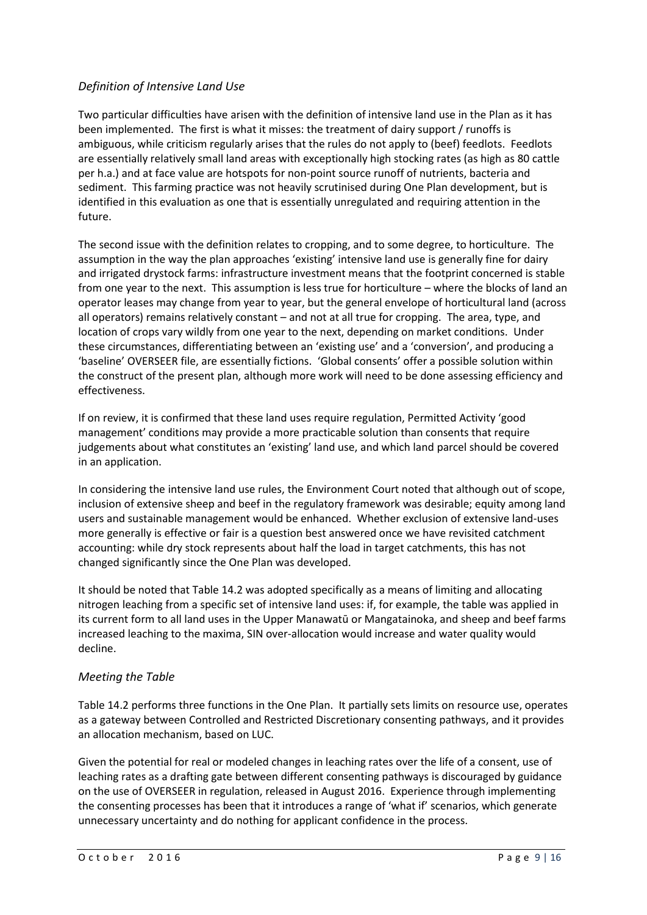## *Definition of Intensive Land Use*

Two particular difficulties have arisen with the definition of intensive land use in the Plan as it has been implemented. The first is what it misses: the treatment of dairy support / runoffs is ambiguous, while criticism regularly arises that the rules do not apply to (beef) feedlots. Feedlots are essentially relatively small land areas with exceptionally high stocking rates (as high as 80 cattle per h.a.) and at face value are hotspots for non-point source runoff of nutrients, bacteria and sediment. This farming practice was not heavily scrutinised during One Plan development, but is identified in this evaluation as one that is essentially unregulated and requiring attention in the future.

The second issue with the definition relates to cropping, and to some degree, to horticulture. The assumption in the way the plan approaches 'existing' intensive land use is generally fine for dairy and irrigated drystock farms: infrastructure investment means that the footprint concerned is stable from one year to the next. This assumption is less true for horticulture – where the blocks of land an operator leases may change from year to year, but the general envelope of horticultural land (across all operators) remains relatively constant – and not at all true for cropping. The area, type, and location of crops vary wildly from one year to the next, depending on market conditions. Under these circumstances, differentiating between an 'existing use' and a 'conversion', and producing a 'baseline' OVERSEER file, are essentially fictions. 'Global consents' offer a possible solution within the construct of the present plan, although more work will need to be done assessing efficiency and effectiveness.

If on review, it is confirmed that these land uses require regulation, Permitted Activity 'good management' conditions may provide a more practicable solution than consents that require judgements about what constitutes an 'existing' land use, and which land parcel should be covered in an application.

In considering the intensive land use rules, the Environment Court noted that although out of scope, inclusion of extensive sheep and beef in the regulatory framework was desirable; equity among land users and sustainable management would be enhanced. Whether exclusion of extensive land-uses more generally is effective or fair is a question best answered once we have revisited catchment accounting: while dry stock represents about half the load in target catchments, this has not changed significantly since the One Plan was developed.

It should be noted that Table 14.2 was adopted specifically as a means of limiting and allocating nitrogen leaching from a specific set of intensive land uses: if, for example, the table was applied in its current form to all land uses in the Upper Manawatū or Mangatainoka, and sheep and beef farms increased leaching to the maxima, SIN over-allocation would increase and water quality would decline.

## *Meeting the Table*

Table 14.2 performs three functions in the One Plan. It partially sets limits on resource use, operates as a gateway between Controlled and Restricted Discretionary consenting pathways, and it provides an allocation mechanism, based on LUC.

Given the potential for real or modeled changes in leaching rates over the life of a consent, use of leaching rates as a drafting gate between different consenting pathways is discouraged by guidance on the use of OVERSEER in regulation, released in August 2016. Experience through implementing the consenting processes has been that it introduces a range of 'what if' scenarios, which generate unnecessary uncertainty and do nothing for applicant confidence in the process.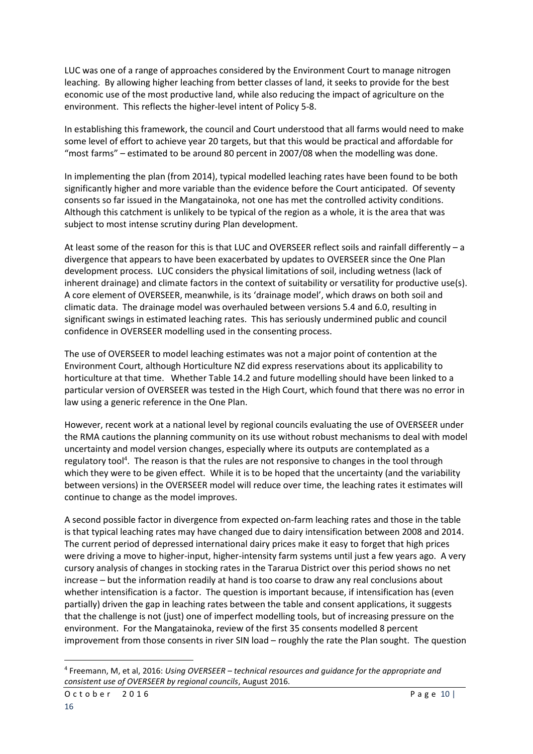LUC was one of a range of approaches considered by the Environment Court to manage nitrogen leaching. By allowing higher leaching from better classes of land, it seeks to provide for the best economic use of the most productive land, while also reducing the impact of agriculture on the environment. This reflects the higher-level intent of Policy 5-8.

In establishing this framework, the council and Court understood that all farms would need to make some level of effort to achieve year 20 targets, but that this would be practical and affordable for "most farms" – estimated to be around 80 percent in 2007/08 when the modelling was done.

In implementing the plan (from 2014), typical modelled leaching rates have been found to be both significantly higher and more variable than the evidence before the Court anticipated. Of seventy consents so far issued in the Mangatainoka, not one has met the controlled activity conditions. Although this catchment is unlikely to be typical of the region as a whole, it is the area that was subject to most intense scrutiny during Plan development.

At least some of the reason for this is that LUC and OVERSEER reflect soils and rainfall differently – a divergence that appears to have been exacerbated by updates to OVERSEER since the One Plan development process. LUC considers the physical limitations of soil, including wetness (lack of inherent drainage) and climate factors in the context of suitability or versatility for productive use(s). A core element of OVERSEER, meanwhile, is its 'drainage model', which draws on both soil and climatic data. The drainage model was overhauled between versions 5.4 and 6.0, resulting in significant swings in estimated leaching rates. This has seriously undermined public and council confidence in OVERSEER modelling used in the consenting process.

The use of OVERSEER to model leaching estimates was not a major point of contention at the Environment Court, although Horticulture NZ did express reservations about its applicability to horticulture at that time. Whether Table 14.2 and future modelling should have been linked to a particular version of OVERSEER was tested in the High Court, which found that there was no error in law using a generic reference in the One Plan.

However, recent work at a national level by regional councils evaluating the use of OVERSEER under the RMA cautions the planning community on its use without robust mechanisms to deal with model uncertainty and model version changes, especially where its outputs are contemplated as a regulatory tool[4]. The reason is that the rules are not responsive to changes in the tool through which they were to be given effect. While it is to be hoped that the uncertainty (and the variability between versions) in the OVERSEER model will reduce over time, the leaching rates it estimates will continue to change as the model improves.

A second possible factor in divergence from expected on-farm leaching rates and those in the table is that typical leaching rates may have changed due to dairy intensification between 2008 and 2014. The current period of depressed international dairy prices make it easy to forget that high prices were driving a move to higher-input, higher-intensity farm systems until just a few years ago. A very cursory analysis of changes in stocking rates in the Tararua District over this period shows no net increase – but the information readily at hand is too coarse to draw any real conclusions about whether intensification is a factor. The question is important because, if intensification has (even partially) driven the gap in leaching rates between the table and consent applications, it suggests that the challenge is not (just) one of imperfect modelling tools, but of increasing pressure on the environment. For the Mangatainoka, review of the first 35 consents modelled 8 percent improvement from those consents in river SIN load – roughly the rate the Plan sought. The question

---

[4] Freemann, M, et al, 2016: *Using OVERSEER – technical resources and guidance for the appropriate and consistent use of OVERSEER by regional councils*, August 2016.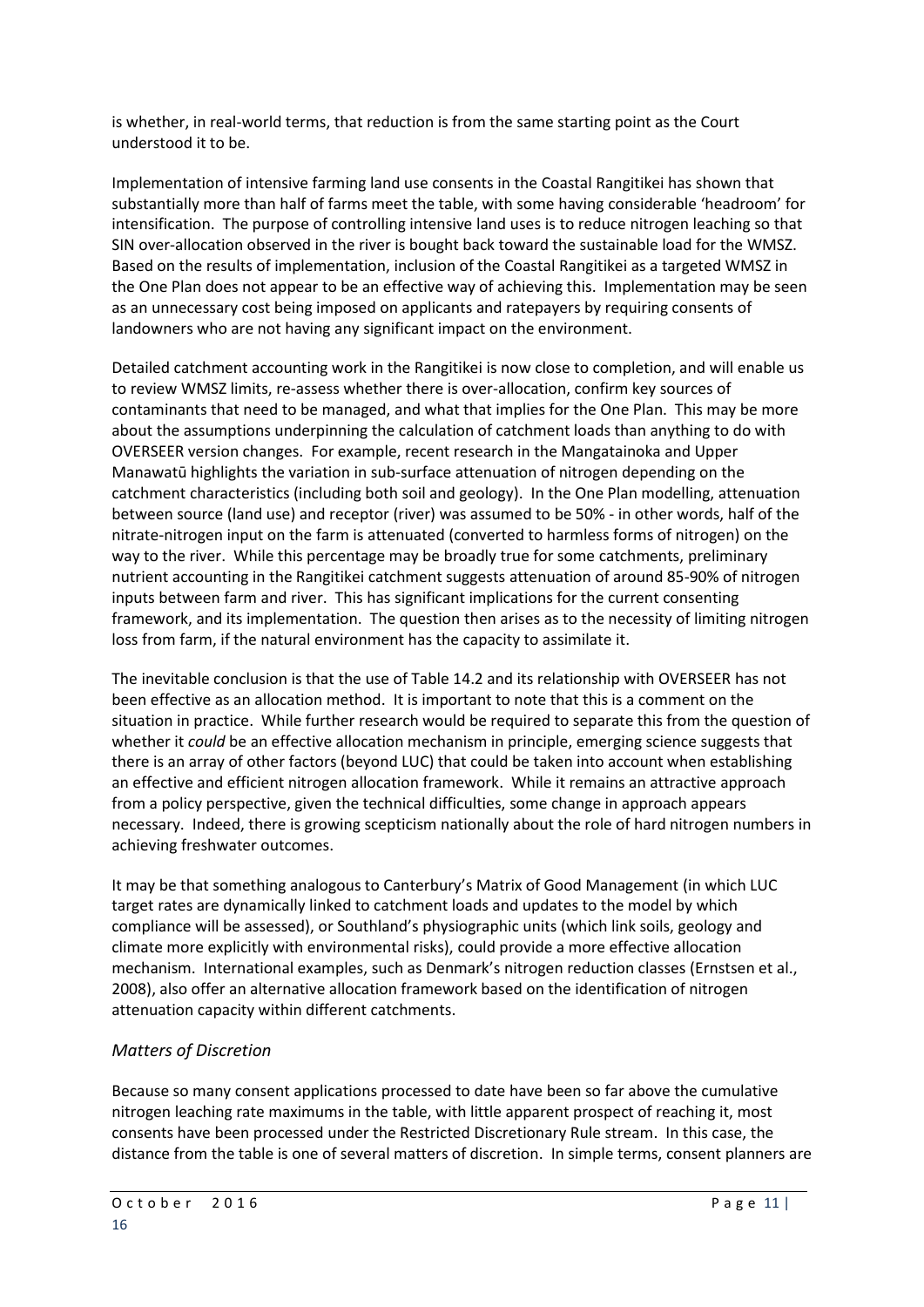is whether, in real-world terms, that reduction is from the same starting point as the Court understood it to be.

Implementation of intensive farming land use consents in the Coastal Rangitikei has shown that substantially more than half of farms meet the table, with some having considerable 'headroom' for intensification. The purpose of controlling intensive land uses is to reduce nitrogen leaching so that SIN over-allocation observed in the river is bought back toward the sustainable load for the WMSZ. Based on the results of implementation, inclusion of the Coastal Rangitikei as a targeted WMSZ in the One Plan does not appear to be an effective way of achieving this. Implementation may be seen as an unnecessary cost being imposed on applicants and ratepayers by requiring consents of landowners who are not having any significant impact on the environment.

Detailed catchment accounting work in the Rangitikei is now close to completion, and will enable us to review WMSZ limits, re-assess whether there is over-allocation, confirm key sources of contaminants that need to be managed, and what that implies for the One Plan. This may be more about the assumptions underpinning the calculation of catchment loads than anything to do with OVERSEER version changes. For example, recent research in the Mangatainoka and Upper Manawatū highlights the variation in sub-surface attenuation of nitrogen depending on the catchment characteristics (including both soil and geology). In the One Plan modelling, attenuation between source (land use) and receptor (river) was assumed to be 50% - in other words, half of the nitrate-nitrogen input on the farm is attenuated (converted to harmless forms of nitrogen) on the way to the river. While this percentage may be broadly true for some catchments, preliminary nutrient accounting in the Rangitikei catchment suggests attenuation of around 85-90% of nitrogen inputs between farm and river. This has significant implications for the current consenting framework, and its implementation. The question then arises as to the necessity of limiting nitrogen loss from farm, if the natural environment has the capacity to assimilate it.

The inevitable conclusion is that the use of Table 14.2 and its relationship with OVERSEER has not been effective as an allocation method. It is important to note that this is a comment on the situation in practice. While further research would be required to separate this from the question of whether it *could* be an effective allocation mechanism in principle, emerging science suggests that there is an array of other factors (beyond LUC) that could be taken into account when establishing an effective and efficient nitrogen allocation framework. While it remains an attractive approach from a policy perspective, given the technical difficulties, some change in approach appears necessary. Indeed, there is growing scepticism nationally about the role of hard nitrogen numbers in achieving freshwater outcomes.

It may be that something analogous to Canterbury's Matrix of Good Management (in which LUC target rates are dynamically linked to catchment loads and updates to the model by which compliance will be assessed), or Southland's physiographic units (which link soils, geology and climate more explicitly with environmental risks), could provide a more effective allocation mechanism. International examples, such as Denmark's nitrogen reduction classes (Ernstsen et al., 2008), also offer an alternative allocation framework based on the identification of nitrogen attenuation capacity within different catchments.

### *Matters of Discretion*

Because so many consent applications processed to date have been so far above the cumulative nitrogen leaching rate maximums in the table, with little apparent prospect of reaching it, most consents have been processed under the Restricted Discretionary Rule stream. In this case, the distance from the table is one of several matters of discretion. In simple terms, consent planners are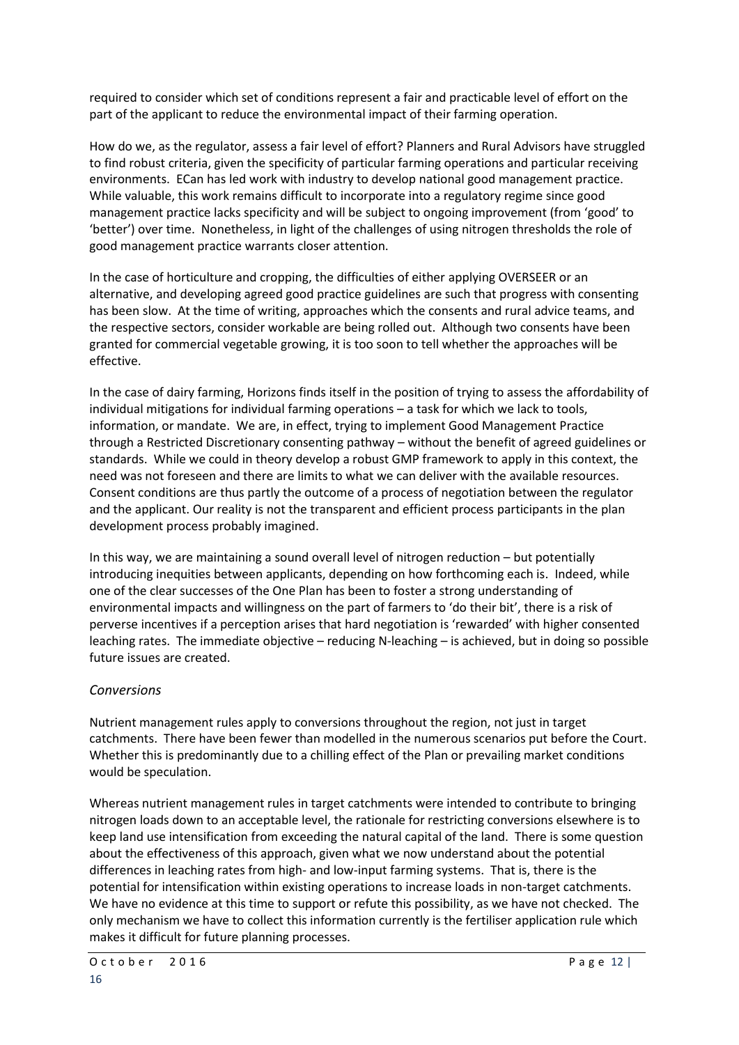required to consider which set of conditions represent a fair and practicable level of effort on the part of the applicant to reduce the environmental impact of their farming operation.

How do we, as the regulator, assess a fair level of effort? Planners and Rural Advisors have struggled to find robust criteria, given the specificity of particular farming operations and particular receiving environments. ECan has led work with industry to develop national good management practice. While valuable, this work remains difficult to incorporate into a regulatory regime since good management practice lacks specificity and will be subject to ongoing improvement (from 'good' to 'better') over time. Nonetheless, in light of the challenges of using nitrogen thresholds the role of good management practice warrants closer attention.

In the case of horticulture and cropping, the difficulties of either applying OVERSEER or an alternative, and developing agreed good practice guidelines are such that progress with consenting has been slow. At the time of writing, approaches which the consents and rural advice teams, and the respective sectors, consider workable are being rolled out. Although two consents have been granted for commercial vegetable growing, it is too soon to tell whether the approaches will be effective.

In the case of dairy farming, Horizons finds itself in the position of trying to assess the affordability of individual mitigations for individual farming operations – a task for which we lack to tools, information, or mandate. We are, in effect, trying to implement Good Management Practice through a Restricted Discretionary consenting pathway – without the benefit of agreed guidelines or standards. While we could in theory develop a robust GMP framework to apply in this context, the need was not foreseen and there are limits to what we can deliver with the available resources. Consent conditions are thus partly the outcome of a process of negotiation between the regulator and the applicant. Our reality is not the transparent and efficient process participants in the plan development process probably imagined.

In this way, we are maintaining a sound overall level of nitrogen reduction – but potentially introducing inequities between applicants, depending on how forthcoming each is. Indeed, while one of the clear successes of the One Plan has been to foster a strong understanding of environmental impacts and willingness on the part of farmers to 'do their bit', there is a risk of perverse incentives if a perception arises that hard negotiation is 'rewarded' with higher consented leaching rates. The immediate objective – reducing N-leaching – is achieved, but in doing so possible future issues are created.

### *Conversions*

Nutrient management rules apply to conversions throughout the region, not just in target catchments. There have been fewer than modelled in the numerous scenarios put before the Court. Whether this is predominantly due to a chilling effect of the Plan or prevailing market conditions would be speculation.

Whereas nutrient management rules in target catchments were intended to contribute to bringing nitrogen loads down to an acceptable level, the rationale for restricting conversions elsewhere is to keep land use intensification from exceeding the natural capital of the land. There is some question about the effectiveness of this approach, given what we now understand about the potential differences in leaching rates from high- and low-input farming systems. That is, there is the potential for intensification within existing operations to increase loads in non-target catchments. We have no evidence at this time to support or refute this possibility, as we have not checked. The only mechanism we have to collect this information currently is the fertiliser application rule which makes it difficult for future planning processes.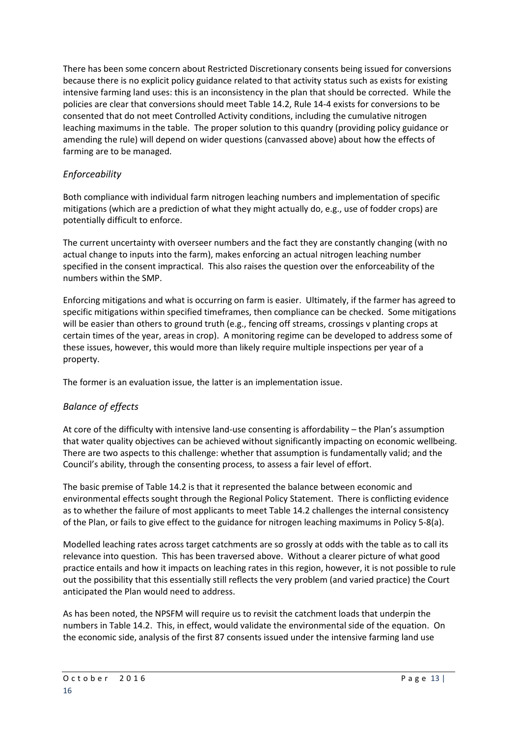There has been some concern about Restricted Discretionary consents being issued for conversions because there is no explicit policy guidance related to that activity status such as exists for existing intensive farming land uses: this is an inconsistency in the plan that should be corrected. While the policies are clear that conversions should meet Table 14.2, Rule 14-4 exists for conversions to be consented that do not meet Controlled Activity conditions, including the cumulative nitrogen leaching maximums in the table. The proper solution to this quandry (providing policy guidance or amending the rule) will depend on wider questions (canvassed above) about how the effects of farming are to be managed.

### *Enforceability*

Both compliance with individual farm nitrogen leaching numbers and implementation of specific mitigations (which are a prediction of what they might actually do, e.g., use of fodder crops) are potentially difficult to enforce.

The current uncertainty with overseer numbers and the fact they are constantly changing (with no actual change to inputs into the farm), makes enforcing an actual nitrogen leaching number specified in the consent impractical. This also raises the question over the enforceability of the numbers within the SMP.

Enforcing mitigations and what is occurring on farm is easier. Ultimately, if the farmer has agreed to specific mitigations within specified timeframes, then compliance can be checked. Some mitigations will be easier than others to ground truth (e.g., fencing off streams, crossings v planting crops at certain times of the year, areas in crop). A monitoring regime can be developed to address some of these issues, however, this would more than likely require multiple inspections per year of a property.

The former is an evaluation issue, the latter is an implementation issue.

### *Balance of effects*

At core of the difficulty with intensive land-use consenting is affordability – the Plan's assumption that water quality objectives can be achieved without significantly impacting on economic wellbeing. There are two aspects to this challenge: whether that assumption is fundamentally valid; and the Council's ability, through the consenting process, to assess a fair level of effort.

The basic premise of Table 14.2 is that it represented the balance between economic and environmental effects sought through the Regional Policy Statement. There is conflicting evidence as to whether the failure of most applicants to meet Table 14.2 challenges the internal consistency of the Plan, or fails to give effect to the guidance for nitrogen leaching maximums in Policy 5-8(a).

Modelled leaching rates across target catchments are so grossly at odds with the table as to call its relevance into question. This has been traversed above. Without a clearer picture of what good practice entails and how it impacts on leaching rates in this region, however, it is not possible to rule out the possibility that this essentially still reflects the very problem (and varied practice) the Court anticipated the Plan would need to address.

As has been noted, the NPSFM will require us to revisit the catchment loads that underpin the numbers in Table 14.2. This, in effect, would validate the environmental side of the equation. On the economic side, analysis of the first 87 consents issued under the intensive farming land use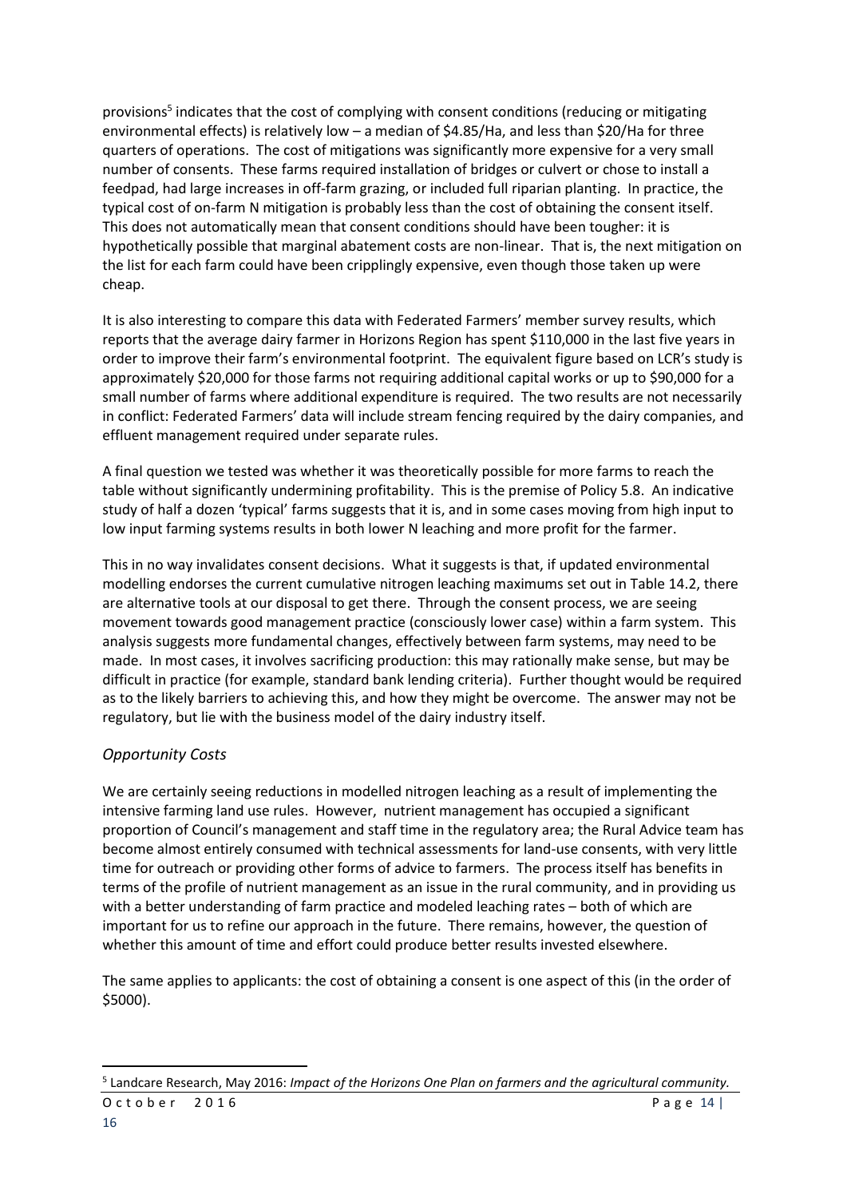provisions[5] indicates that the cost of complying with consent conditions (reducing or mitigating environmental effects) is relatively low – a median of $4.85/Ha, and less than $20/Ha for three quarters of operations. The cost of mitigations was significantly more expensive for a very small number of consents. These farms required installation of bridges or culvert or chose to install a feedpad, had large increases in off-farm grazing, or included full riparian planting. In practice, the typical cost of on-farm N mitigation is probably less than the cost of obtaining the consent itself. This does not automatically mean that consent conditions should have been tougher: it is hypothetically possible that marginal abatement costs are non-linear. That is, the next mitigation on the list for each farm could have been cripplingly expensive, even though those taken up were cheap.

It is also interesting to compare this data with Federated Farmers' member survey results, which reports that the average dairy farmer in Horizons Region has spent $110,000 in the last five years in order to improve their farm's environmental footprint. The equivalent figure based on LCR's study is approximately $20,000 for those farms not requiring additional capital works or up to $90,000 for a small number of farms where additional expenditure is required. The two results are not necessarily in conflict: Federated Farmers' data will include stream fencing required by the dairy companies, and effluent management required under separate rules.

A final question we tested was whether it was theoretically possible for more farms to reach the table without significantly undermining profitability. This is the premise of Policy 5.8. An indicative study of half a dozen 'typical' farms suggests that it is, and in some cases moving from high input to low input farming systems results in both lower N leaching and more profit for the farmer.

This in no way invalidates consent decisions. What it suggests is that, if updated environmental modelling endorses the current cumulative nitrogen leaching maximums set out in Table 14.2, there are alternative tools at our disposal to get there. Through the consent process, we are seeing movement towards good management practice (consciously lower case) within a farm system. This analysis suggests more fundamental changes, effectively between farm systems, may need to be made. In most cases, it involves sacrificing production: this may rationally make sense, but may be difficult in practice (for example, standard bank lending criteria). Further thought would be required as to the likely barriers to achieving this, and how they might be overcome. The answer may not be regulatory, but lie with the business model of the dairy industry itself.

### *Opportunity Costs*

We are certainly seeing reductions in modelled nitrogen leaching as a result of implementing the intensive farming land use rules. However, nutrient management has occupied a significant proportion of Council's management and staff time in the regulatory area; the Rural Advice team has become almost entirely consumed with technical assessments for land-use consents, with very little time for outreach or providing other forms of advice to farmers. The process itself has benefits in terms of the profile of nutrient management as an issue in the rural community, and in providing us with a better understanding of farm practice and modeled leaching rates – both of which are important for us to refine our approach in the future. There remains, however, the question of whether this amount of time and effort could produce better results invested elsewhere.

The same applies to applicants: the cost of obtaining a consent is one aspect of this (in the order of $5000).

---

[5] Landcare Research, May 2016: *Impact of the Horizons One Plan on farmers and the agricultural community.*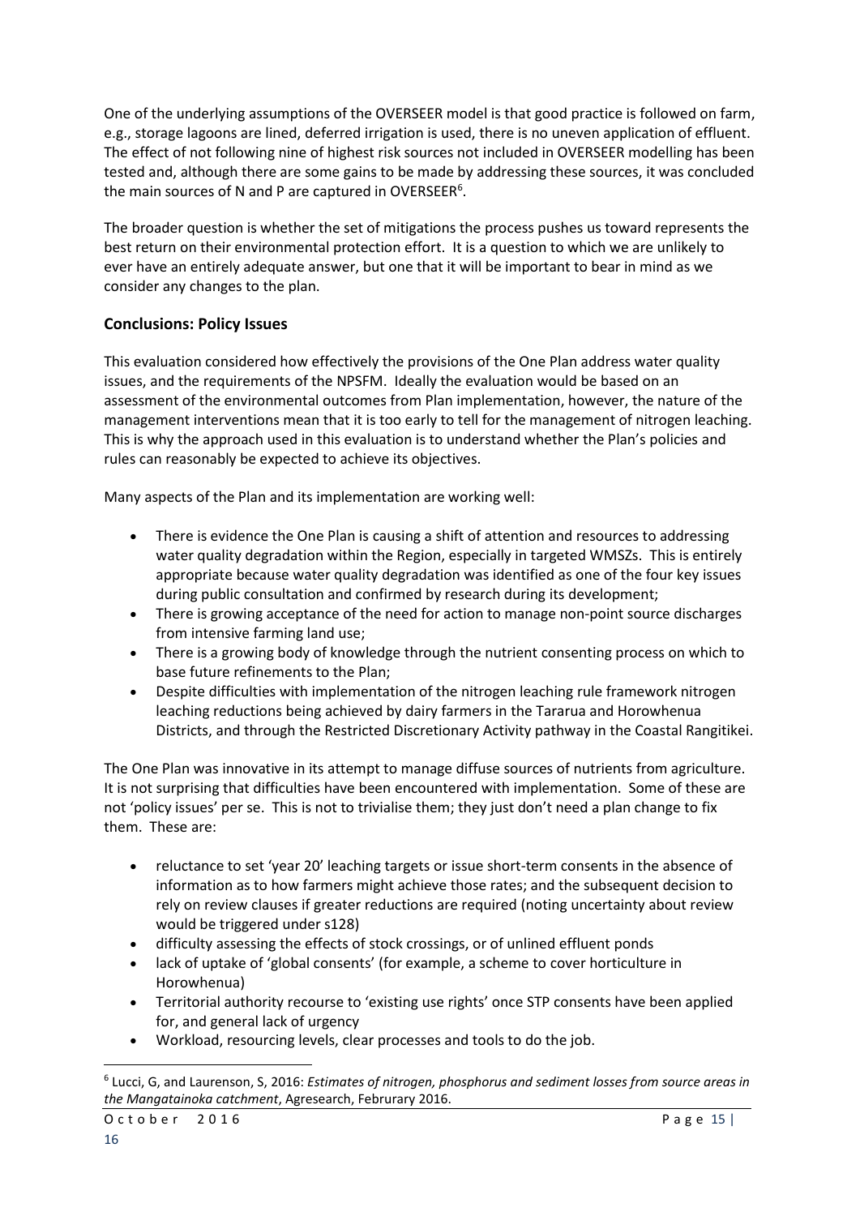One of the underlying assumptions of the OVERSEER model is that good practice is followed on farm, e.g., storage lagoons are lined, deferred irrigation is used, there is no uneven application of effluent. The effect of not following nine of highest risk sources not included in OVERSEER modelling has been tested and, although there are some gains to be made by addressing these sources, it was concluded the main sources of N and P are captured in OVERSEER[6].

The broader question is whether the set of mitigations the process pushes us toward represents the best return on their environmental protection effort. It is a question to which we are unlikely to ever have an entirely adequate answer, but one that it will be important to bear in mind as we consider any changes to the plan.

## Conclusions: Policy Issues

This evaluation considered how effectively the provisions of the One Plan address water quality issues, and the requirements of the NPSFM. Ideally the evaluation would be based on an assessment of the environmental outcomes from Plan implementation, however, the nature of the management interventions mean that it is too early to tell for the management of nitrogen leaching. This is why the approach used in this evaluation is to understand whether the Plan's policies and rules can reasonably be expected to achieve its objectives.

Many aspects of the Plan and its implementation are working well:

- There is evidence the One Plan is causing a shift of attention and resources to addressing water quality degradation within the Region, especially in targeted WMSZs. This is entirely appropriate because water quality degradation was identified as one of the four key issues during public consultation and confirmed by research during its development;
- There is growing acceptance of the need for action to manage non-point source discharges from intensive farming land use;
- There is a growing body of knowledge through the nutrient consenting process on which to base future refinements to the Plan;
- Despite difficulties with implementation of the nitrogen leaching rule framework nitrogen leaching reductions being achieved by dairy farmers in the Tararua and Horowhenua Districts, and through the Restricted Discretionary Activity pathway in the Coastal Rangitikei.

The One Plan was innovative in its attempt to manage diffuse sources of nutrients from agriculture. It is not surprising that difficulties have been encountered with implementation. Some of these are not 'policy issues' per se. This is not to trivialise them; they just don't need a plan change to fix them. These are:

- reluctance to set 'year 20' leaching targets or issue short-term consents in the absence of information as to how farmers might achieve those rates; and the subsequent decision to rely on review clauses if greater reductions are required (noting uncertainty about review would be triggered under s128)
- difficulty assessing the effects of stock crossings, or of unlined effluent ponds
- lack of uptake of 'global consents' (for example, a scheme to cover horticulture in Horowhenua)
- Territorial authority recourse to 'existing use rights' once STP consents have been applied for, and general lack of urgency
- Workload, resourcing levels, clear processes and tools to do the job.

[6] Lucci, G, and Laurenson, S, 2016: *Estimates of nitrogen, phosphorus and sediment losses from source areas in the Mangatainoka catchment*, Agresearch, Februrary 2016.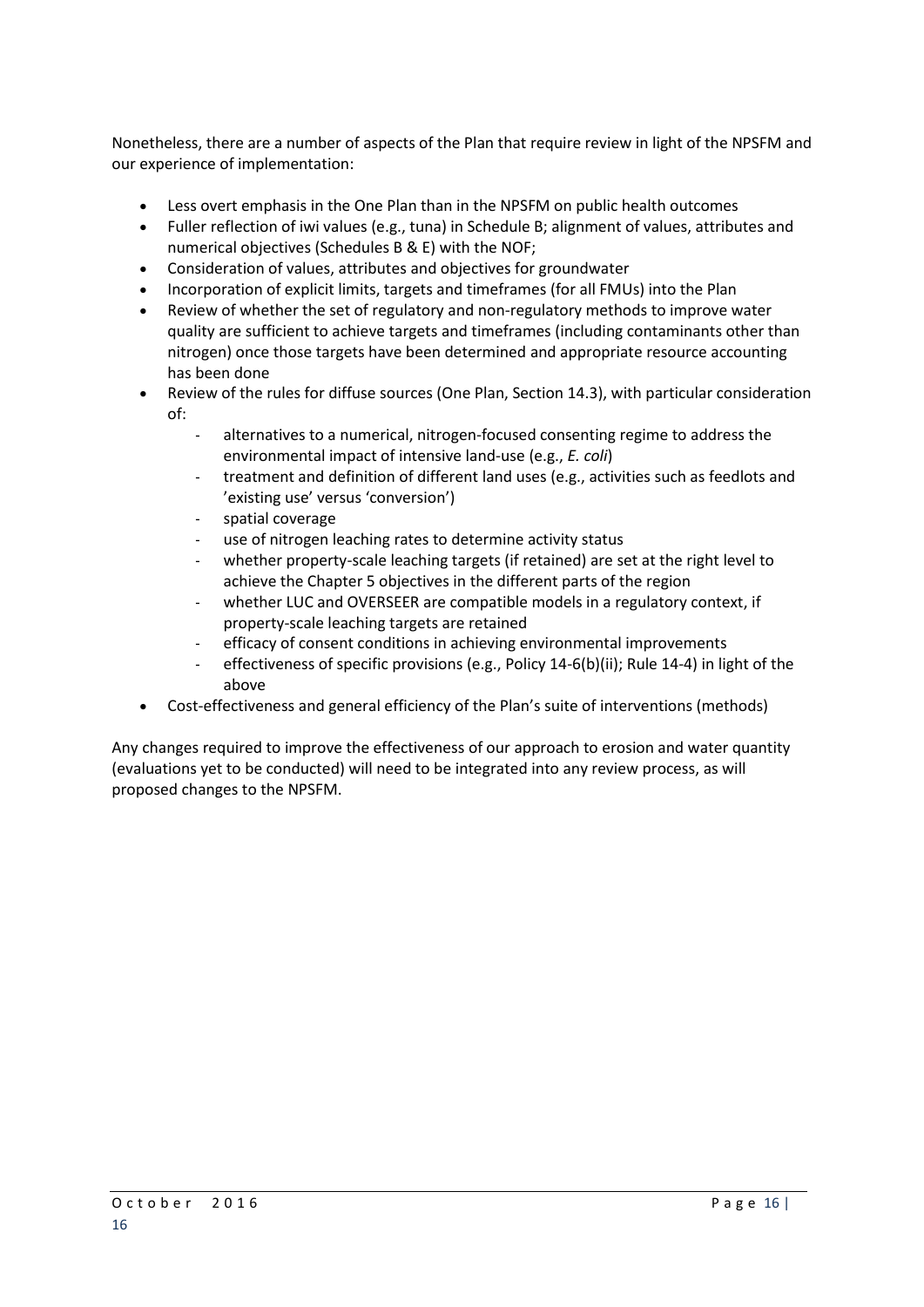Nonetheless, there are a number of aspects of the Plan that require review in light of the NPSFM and our experience of implementation:

- Less overt emphasis in the One Plan than in the NPSFM on public health outcomes
- Fuller reflection of iwi values (e.g., tuna) in Schedule B; alignment of values, attributes and numerical objectives (Schedules B & E) with the NOF;
- Consideration of values, attributes and objectives for groundwater
- Incorporation of explicit limits, targets and timeframes (for all FMUs) into the Plan
- Review of whether the set of regulatory and non-regulatory methods to improve water quality are sufficient to achieve targets and timeframes (including contaminants other than nitrogen) once those targets have been determined and appropriate resource accounting has been done
- Review of the rules for diffuse sources (One Plan, Section 14.3), with particular consideration of:
  - alternatives to a numerical, nitrogen-focused consenting regime to address the environmental impact of intensive land-use (e.g., *E. coli*)
  - treatment and definition of different land uses (e.g., activities such as feedlots and 'existing use' versus 'conversion')
  - spatial coverage
  - use of nitrogen leaching rates to determine activity status
  - whether property-scale leaching targets (if retained) are set at the right level to achieve the Chapter 5 objectives in the different parts of the region
  - whether LUC and OVERSEER are compatible models in a regulatory context, if property-scale leaching targets are retained
  - efficacy of consent conditions in achieving environmental improvements
  - effectiveness of specific provisions (e.g., Policy 14-6(b)(ii); Rule 14-4) in light of the above
- Cost-effectiveness and general efficiency of the Plan's suite of interventions (methods)

Any changes required to improve the effectiveness of our approach to erosion and water quantity (evaluations yet to be conducted) will need to be integrated into any review process, as will proposed changes to the NPSFM.